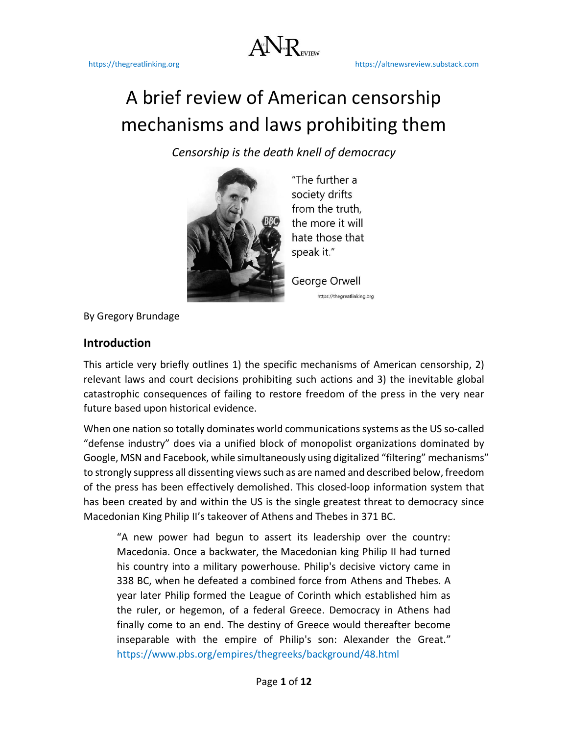https://thegreatlinking.org https://altnewsreview.substack.com

# A brief review of American censorship mechanisms and laws prohibiting them

*Censorship is the death knell of democracy*

"The further a society drifts from the truth, the more it will hate those that speak it."

George Orwell

https://thegreatlinking.org

By Gregory Brundage

## Introduction

This article very briefly outlines 1) the specific mechanisms of American censorship, 2) relevant laws and court decisions prohibiting such actions and 3) the inevitable global catastrophic consequences of failing to restore freedom of the press in the very near future based upon historical evidence.

When one nation so totally dominates world communications systems as the US so-called "defense industry" does via a unified block of monopolist organizations dominated by Google, MSN and Facebook, while simultaneously using digitalized "filtering" mechanisms" to strongly suppress all dissenting views such as are named and described below, freedom of the press has been effectively demolished. This closed-loop information system that has been created by and within the US is the single greatest threat to democracy since Macedonian King Philip II's takeover of Athens and Thebes in 371 BC.

> "A new power had begun to assert its leadership over the country: Macedonia. Once a backwater, the Macedonian king Philip II had turned his country into a military powerhouse. Philip's decisive victory came in 338 BC, when he defeated a combined force from Athens and Thebes. A year later Philip formed the League of Corinth which established him as the ruler, or hegemon, of a federal Greece. Democracy in Athens had finally come to an end. The destiny of Greece would thereafter become inseparable with the empire of Philip's son: Alexander the Great." https://www.pbs.org/empires/thegreeks/background/48.html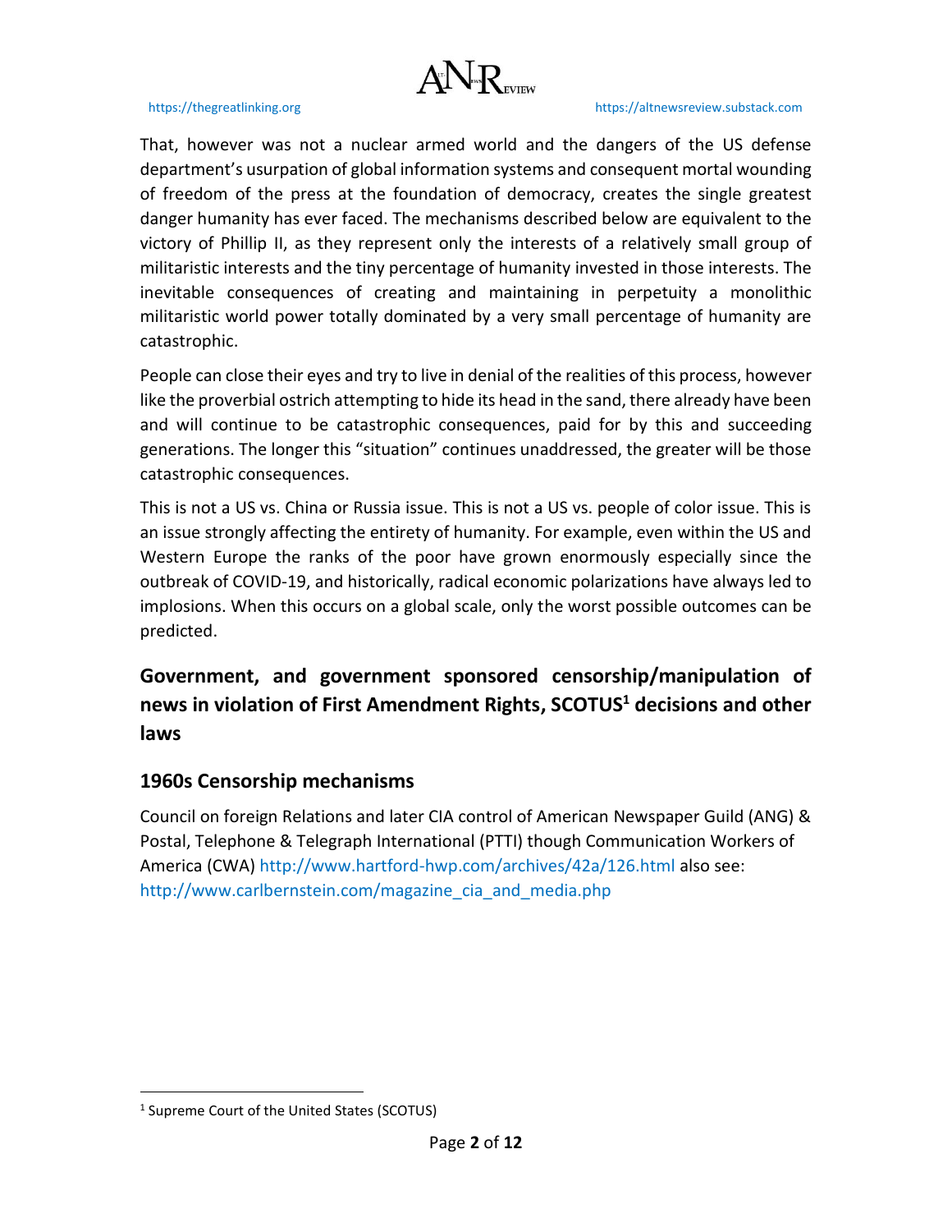That, however was not a nuclear armed world and the dangers of the US defense department's usurpation of global information systems and consequent mortal wounding of freedom of the press at the foundation of democracy, creates the single greatest danger humanity has ever faced. The mechanisms described below are equivalent to the victory of Phillip II, as they represent only the interests of a relatively small group of militaristic interests and the tiny percentage of humanity invested in those interests. The inevitable consequences of creating and maintaining in perpetuity a monolithic militaristic world power totally dominated by a very small percentage of humanity are catastrophic.

People can close their eyes and try to live in denial of the realities of this process, however like the proverbial ostrich attempting to hide its head in the sand, there already have been and will continue to be catastrophic consequences, paid for by this and succeeding generations. The longer this "situation" continues unaddressed, the greater will be those catastrophic consequences.

This is not a US vs. China or Russia issue. This is not a US vs. people of color issue. This is an issue strongly affecting the entirety of humanity. For example, even within the US and Western Europe the ranks of the poor have grown enormously especially since the outbreak of COVID-19, and historically, radical economic polarizations have always led to implosions. When this occurs on a global scale, only the worst possible outcomes can be predicted.

## Government, and government sponsored censorship/manipulation of news in violation of First Amendment Rights, SCOTUS[1] decisions and other laws

### 1960s Censorship mechanisms

Council on foreign Relations and later CIA control of American Newspaper Guild (ANG) & Postal, Telephone & Telegraph International (PTTI) though Communication Workers of America (CWA) http://www.hartford-hwp.com/archives/42a/126.html also see: http://www.carlbernstein.com/magazine_cia_and_media.php

[1] Supreme Court of the United States (SCOTUS)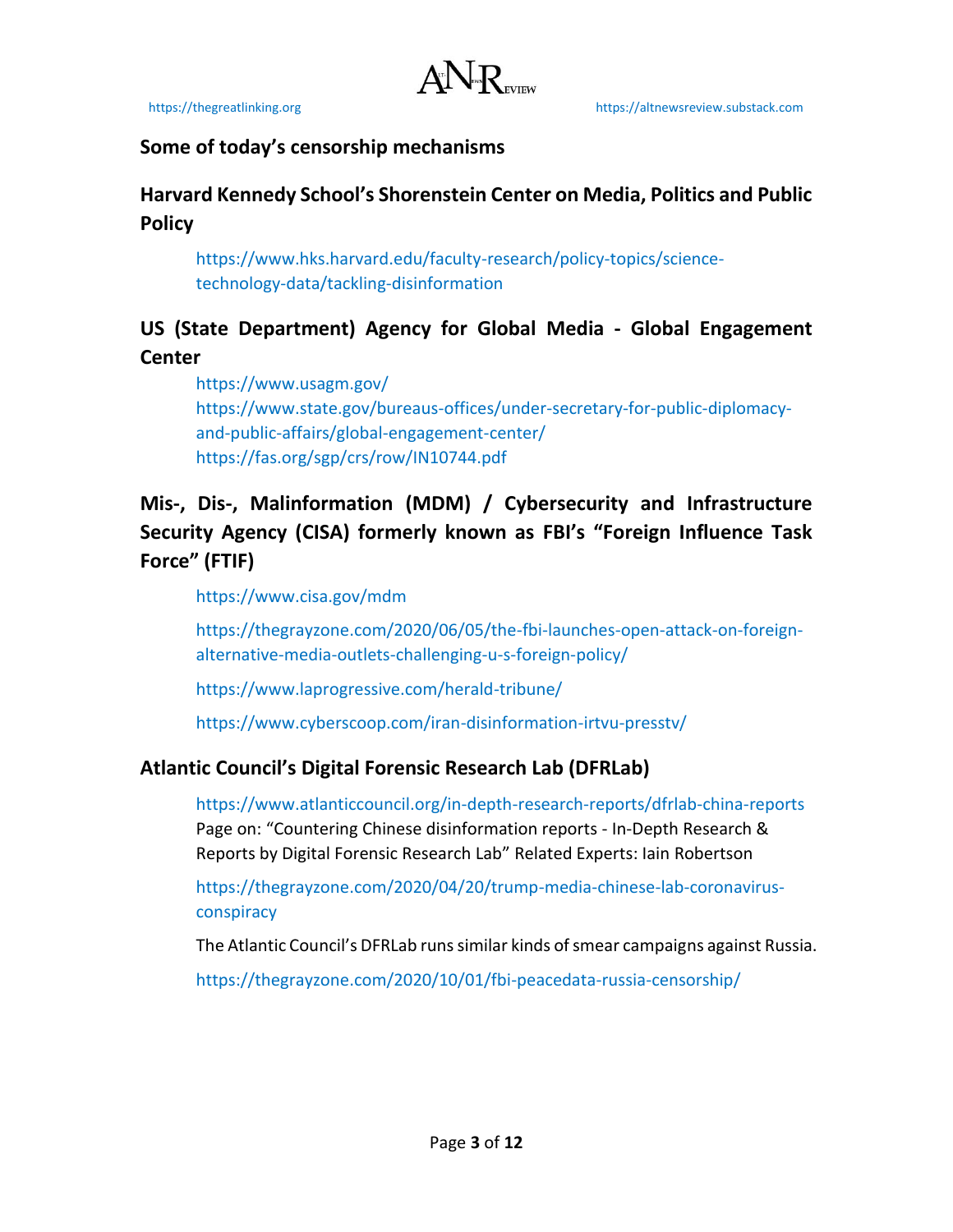## Some of today's censorship mechanisms

### Harvard Kennedy School's Shorenstein Center on Media, Politics and Public Policy

https://www.hks.harvard.edu/faculty-research/policy-topics/science-technology-data/tackling-disinformation

### US (State Department) Agency for Global Media - Global Engagement Center

https://www.usagm.gov/
https://www.state.gov/bureaus-offices/under-secretary-for-public-diplomacy-and-public-affairs/global-engagement-center/
https://fas.org/sgp/crs/row/IN10744.pdf

### Mis-, Dis-, Malinformation (MDM) / Cybersecurity and Infrastructure Security Agency (CISA) formerly known as FBI's "Foreign Influence Task Force" (FTIF)

https://www.cisa.gov/mdm

https://thegrayzone.com/2020/06/05/the-fbi-launches-open-attack-on-foreign-alternative-media-outlets-challenging-u-s-foreign-policy/

https://www.laprogressive.com/herald-tribune/

https://www.cyberscoop.com/iran-disinformation-irtvu-presstv/

### Atlantic Council's Digital Forensic Research Lab (DFRLab)

https://www.atlanticcouncil.org/in-depth-research-reports/dfrlab-china-reports
Page on: "Countering Chinese disinformation reports - In-Depth Research & Reports by Digital Forensic Research Lab" Related Experts: Iain Robertson

https://thegrayzone.com/2020/04/20/trump-media-chinese-lab-coronavirus-conspiracy

The Atlantic Council's DFRLab runs similar kinds of smear campaigns against Russia.

https://thegrayzone.com/2020/10/01/fbi-peacedata-russia-censorship/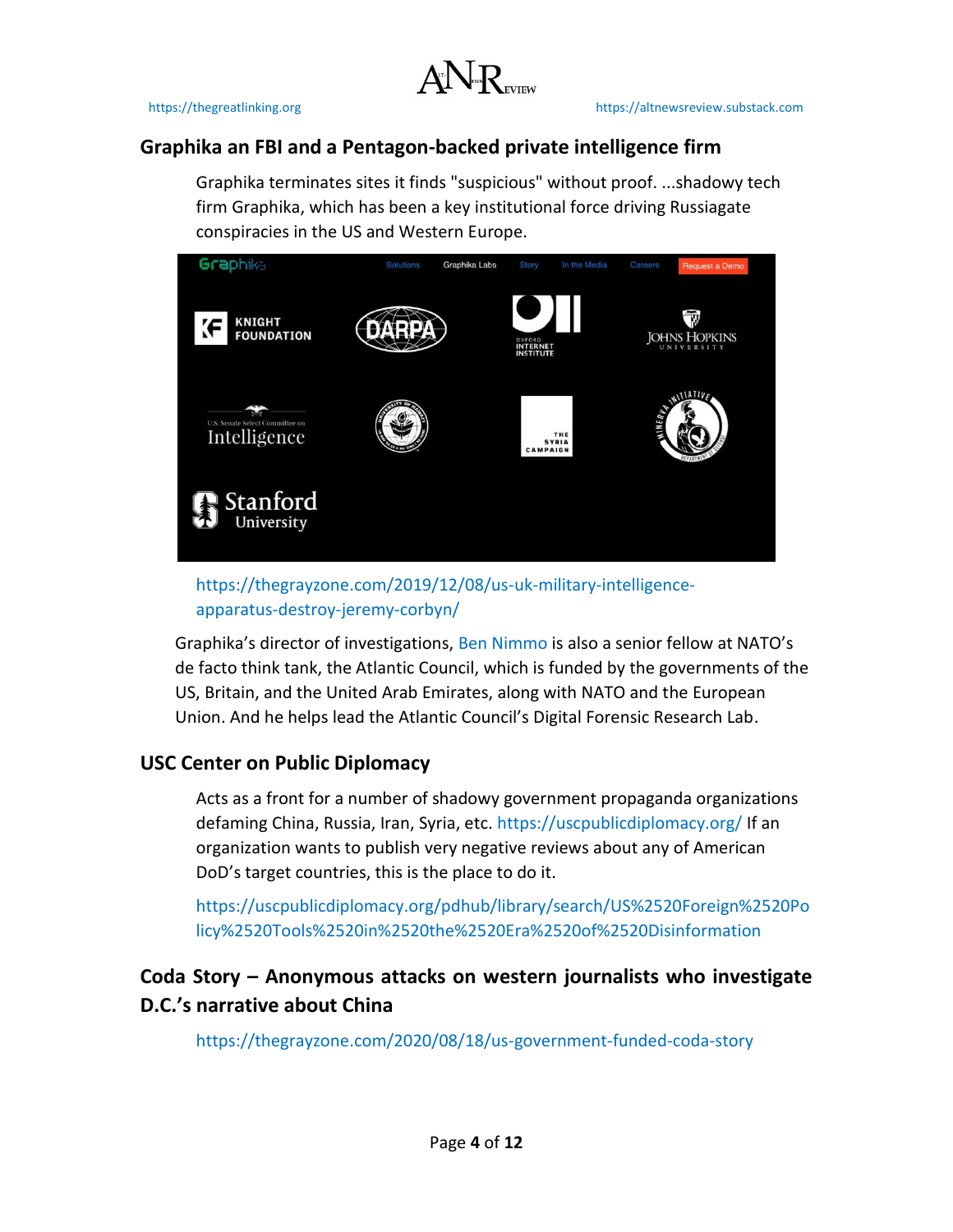## Graphika an FBI and a Pentagon-backed private intelligence firm

Graphika terminates sites it finds "suspicious" without proof. ...shadowy tech firm Graphika, which has been a key institutional force driving Russiagate conspiracies in the US and Western Europe.

https://thegrayzone.com/2019/12/08/us-uk-military-intelligence-apparatus-destroy-jeremy-corbyn/

Graphika's director of investigations, Ben Nimmo is also a senior fellow at NATO's de facto think tank, the Atlantic Council, which is funded by the governments of the US, Britain, and the United Arab Emirates, along with NATO and the European Union. And he helps lead the Atlantic Council's Digital Forensic Research Lab.

## USC Center on Public Diplomacy

Acts as a front for a number of shadowy government propaganda organizations defaming China, Russia, Iran, Syria, etc. https://uscpublicdiplomacy.org/ If an organization wants to publish very negative reviews about any of American DoD's target countries, this is the place to do it.

https://uscpublicdiplomacy.org/pdhub/library/search/US%2520Foreign%2520Policy%2520Tools%2520in%2520the%2520Era%2520of%2520Disinformation

## Coda Story – Anonymous attacks on western journalists who investigate D.C.'s narrative about China

https://thegrayzone.com/2020/08/18/us-government-funded-coda-story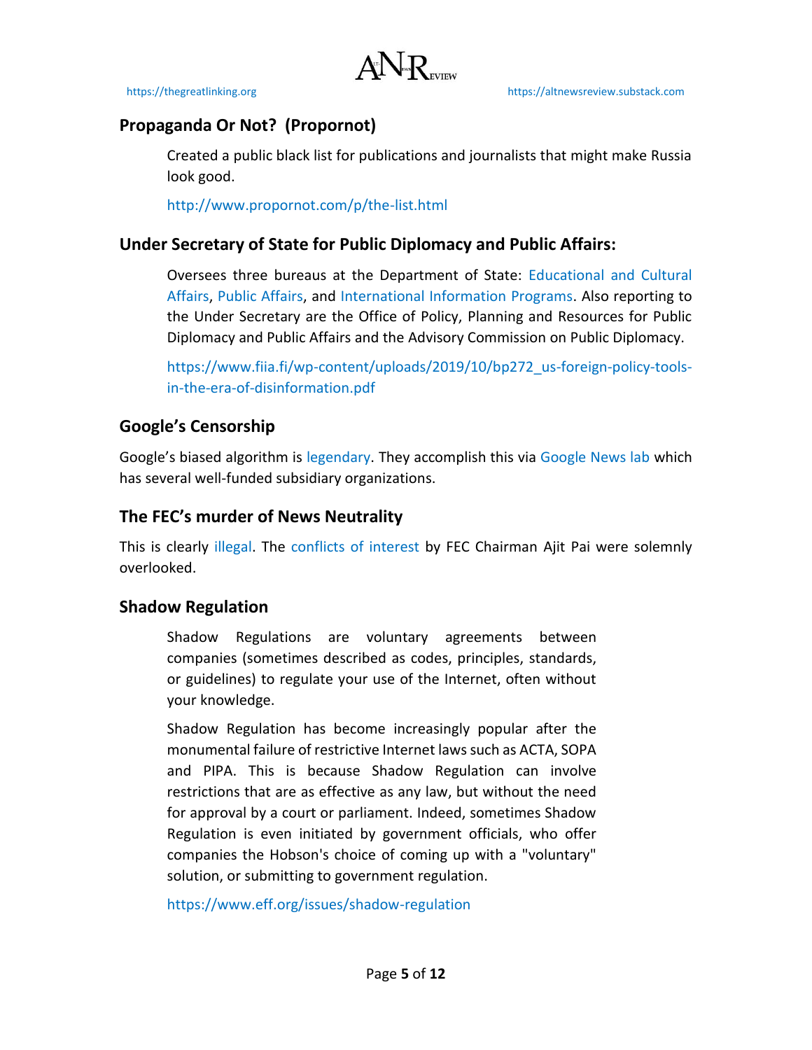## Propaganda Or Not? (Propornot)

Created a public black list for publications and journalists that might make Russia look good.

http://www.propornot.com/p/the-list.html

## Under Secretary of State for Public Diplomacy and Public Affairs:

Oversees three bureaus at the Department of State: Educational and Cultural Affairs, Public Affairs, and International Information Programs. Also reporting to the Under Secretary are the Office of Policy, Planning and Resources for Public Diplomacy and Public Affairs and the Advisory Commission on Public Diplomacy.

https://www.fiia.fi/wp-content/uploads/2019/10/bp272_us-foreign-policy-tools-in-the-era-of-disinformation.pdf

## Google's Censorship

Google's biased algorithm is legendary. They accomplish this via Google News lab which has several well-funded subsidiary organizations.

## The FEC's murder of News Neutrality

This is clearly illegal. The conflicts of interest by FEC Chairman Ajit Pai were solemnly overlooked.

## Shadow Regulation

Shadow Regulations are voluntary agreements between companies (sometimes described as codes, principles, standards, or guidelines) to regulate your use of the Internet, often without your knowledge.

Shadow Regulation has become increasingly popular after the monumental failure of restrictive Internet laws such as ACTA, SOPA and PIPA. This is because Shadow Regulation can involve restrictions that are as effective as any law, but without the need for approval by a court or parliament. Indeed, sometimes Shadow Regulation is even initiated by government officials, who offer companies the Hobson's choice of coming up with a "voluntary" solution, or submitting to government regulation.

https://www.eff.org/issues/shadow-regulation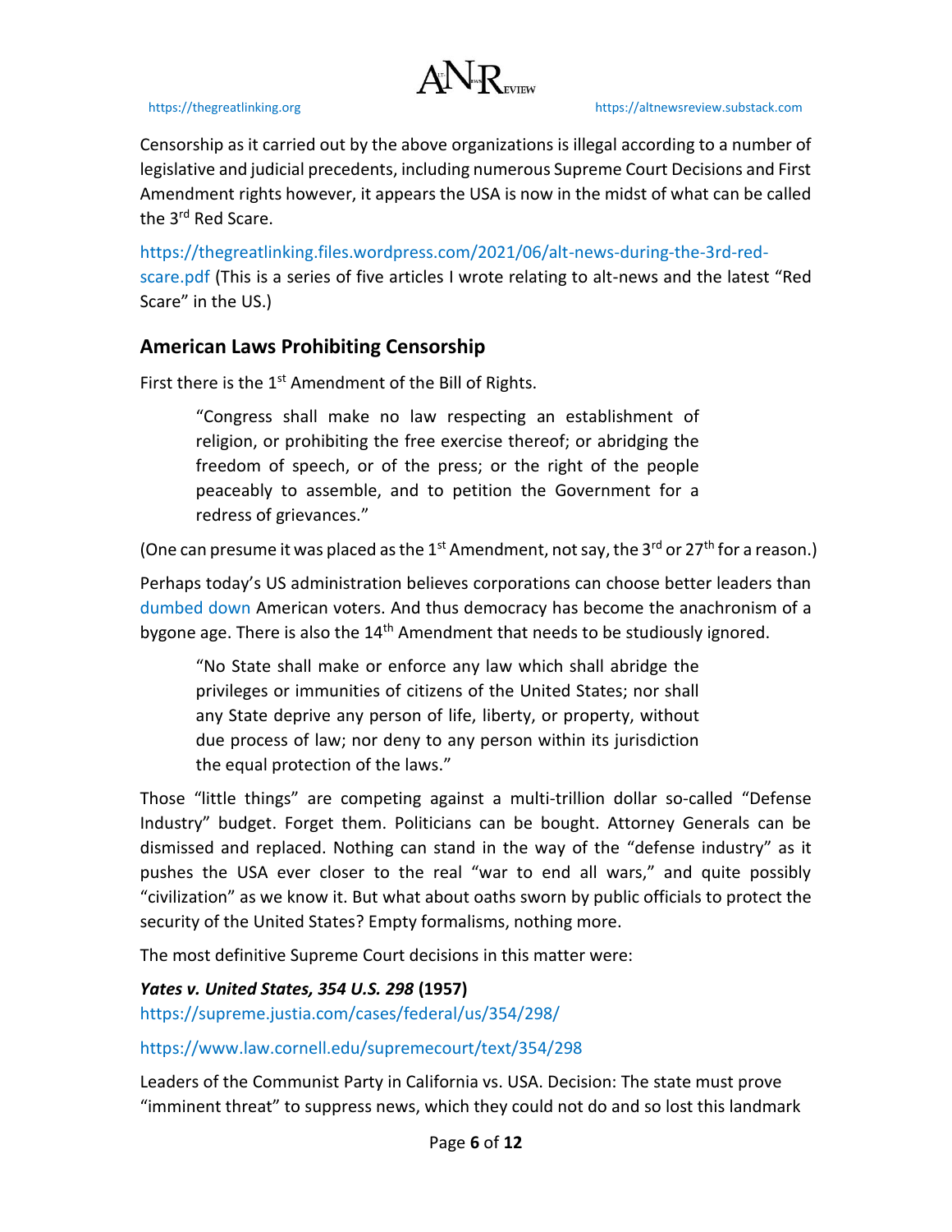Censorship as it carried out by the above organizations is illegal according to a number of legislative and judicial precedents, including numerous Supreme Court Decisions and First Amendment rights however, it appears the USA is now in the midst of what can be called the 3rd Red Scare.

https://thegreatlinking.files.wordpress.com/2021/06/alt-news-during-the-3rd-red-scare.pdf (This is a series of five articles I wrote relating to alt-news and the latest "Red Scare" in the US.)

## American Laws Prohibiting Censorship

First there is the 1st Amendment of the Bill of Rights.

> "Congress shall make no law respecting an establishment of religion, or prohibiting the free exercise thereof; or abridging the freedom of speech, or of the press; or the right of the people peaceably to assemble, and to petition the Government for a redress of grievances."

(One can presume it was placed as the 1st Amendment, not say, the 3rd or 27th for a reason.)

Perhaps today's US administration believes corporations can choose better leaders than dumbed down American voters. And thus democracy has become the anachronism of a bygone age. There is also the 14th Amendment that needs to be studiously ignored.

> "No State shall make or enforce any law which shall abridge the privileges or immunities of citizens of the United States; nor shall any State deprive any person of life, liberty, or property, without due process of law; nor deny to any person within its jurisdiction the equal protection of the laws."

Those "little things" are competing against a multi-trillion dollar so-called "Defense Industry" budget. Forget them. Politicians can be bought. Attorney Generals can be dismissed and replaced. Nothing can stand in the way of the "defense industry" as it pushes the USA ever closer to the real "war to end all wars," and quite possibly "civilization" as we know it. But what about oaths sworn by public officials to protect the security of the United States? Empty formalisms, nothing more.

The most definitive Supreme Court decisions in this matter were:

***Yates v. United States, 354 U.S. 298* (1957)**
https://supreme.justia.com/cases/federal/us/354/298/

https://www.law.cornell.edu/supremecourt/text/354/298

Leaders of the Communist Party in California vs. USA. Decision: The state must prove "imminent threat" to suppress news, which they could not do and so lost this landmark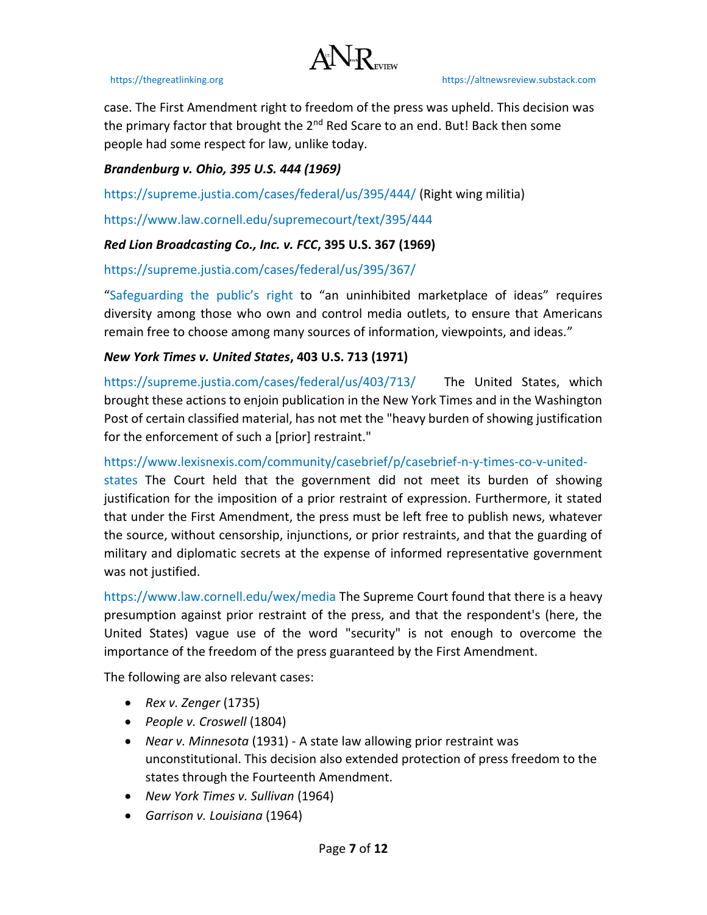case. The First Amendment right to freedom of the press was upheld. This decision was the primary factor that brought the 2nd Red Scare to an end. But! Back then some people had some respect for law, unlike today.

***Brandenburg v. Ohio, 395 U.S. 444 (1969)***

https://supreme.justia.com/cases/federal/us/395/444/ (Right wing militia)

https://www.law.cornell.edu/supremecourt/text/395/444

***Red Lion Broadcasting Co., Inc. v. FCC*, 395 U.S. 367 (1969)**

https://supreme.justia.com/cases/federal/us/395/367/

"Safeguarding the public's right to "an uninhibited marketplace of ideas" requires diversity among those who own and control media outlets, to ensure that Americans remain free to choose among many sources of information, viewpoints, and ideas."

***New York Times v. United States*, 403 U.S. 713 (1971)**

https://supreme.justia.com/cases/federal/us/403/713/ The United States, which brought these actions to enjoin publication in the New York Times and in the Washington Post of certain classified material, has not met the "heavy burden of showing justification for the enforcement of such a [prior] restraint."

https://www.lexisnexis.com/community/casebrief/p/casebrief-n-y-times-co-v-united-states The Court held that the government did not meet its burden of showing justification for the imposition of a prior restraint of expression. Furthermore, it stated that under the First Amendment, the press must be left free to publish news, whatever the source, without censorship, injunctions, or prior restraints, and that the guarding of military and diplomatic secrets at the expense of informed representative government was not justified.

https://www.law.cornell.edu/wex/media The Supreme Court found that there is a heavy presumption against prior restraint of the press, and that the respondent's (here, the United States) vague use of the word "security" is not enough to overcome the importance of the freedom of the press guaranteed by the First Amendment.

The following are also relevant cases:

- *Rex v. Zenger* (1735)
- *People v. Croswell* (1804)
- *Near v. Minnesota* (1931) - A state law allowing prior restraint was unconstitutional. This decision also extended protection of press freedom to the states through the Fourteenth Amendment.
- *New York Times v. Sullivan* (1964)
- *Garrison v. Louisiana* (1964)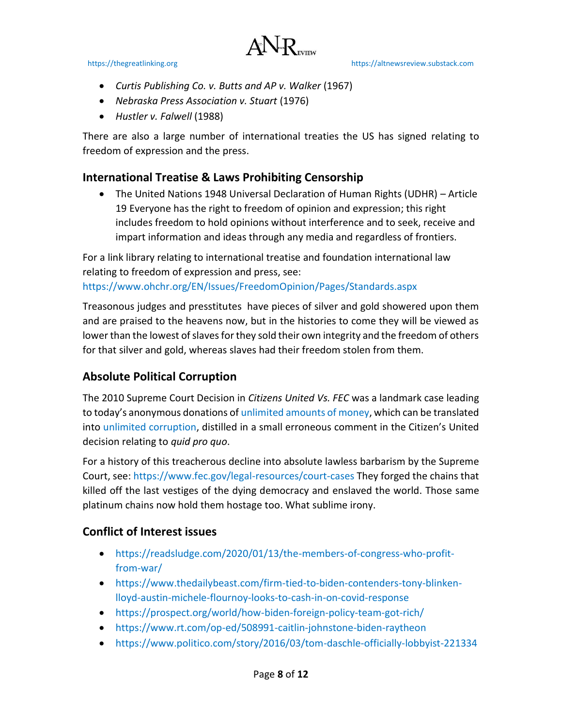- *Curtis Publishing Co. v. Butts and AP v. Walker* (1967)
- *Nebraska Press Association v. Stuart* (1976)
- *Hustler v. Falwell* (1988)

There are also a large number of international treaties the US has signed relating to freedom of expression and the press.

## International Treatise & Laws Prohibiting Censorship

- The United Nations 1948 Universal Declaration of Human Rights (UDHR) – Article 19 Everyone has the right to freedom of opinion and expression; this right includes freedom to hold opinions without interference and to seek, receive and impart information and ideas through any media and regardless of frontiers.

For a link library relating to international treatise and foundation international law relating to freedom of expression and press, see:
https://www.ohchr.org/EN/Issues/FreedomOpinion/Pages/Standards.aspx

Treasonous judges and presstitutes have pieces of silver and gold showered upon them and are praised to the heavens now, but in the histories to come they will be viewed as lower than the lowest of slaves for they sold their own integrity and the freedom of others for that silver and gold, whereas slaves had their freedom stolen from them.

## Absolute Political Corruption

The 2010 Supreme Court Decision in *Citizens United Vs. FEC* was a landmark case leading to today's anonymous donations of unlimited amounts of money, which can be translated into unlimited corruption, distilled in a small erroneous comment in the Citizen's United decision relating to *quid pro quo*.

For a history of this treacherous decline into absolute lawless barbarism by the Supreme Court, see: https://www.fec.gov/legal-resources/court-cases They forged the chains that killed off the last vestiges of the dying democracy and enslaved the world. Those same platinum chains now hold them hostage too. What sublime irony.

## Conflict of Interest issues

- https://readsludge.com/2020/01/13/the-members-of-congress-who-profit-from-war/
- https://www.thedailybeast.com/firm-tied-to-biden-contenders-tony-blinken-lloyd-austin-michele-flournoy-looks-to-cash-in-on-covid-response
- https://prospect.org/world/how-biden-foreign-policy-team-got-rich/
- https://www.rt.com/op-ed/508991-caitlin-johnstone-biden-raytheon
- https://www.politico.com/story/2016/03/tom-daschle-officially-lobbyist-221334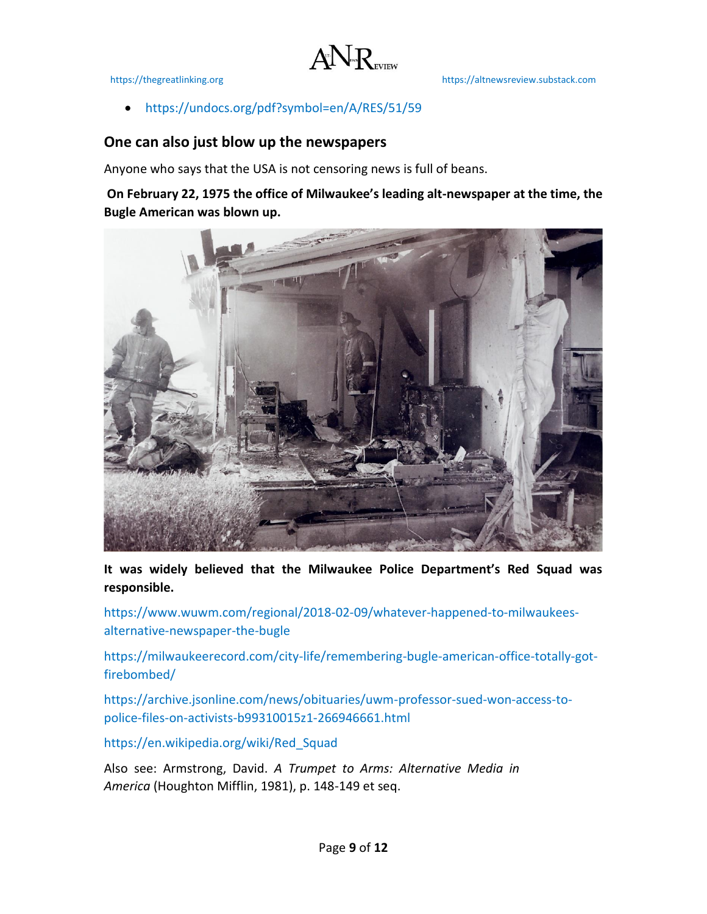- https://undocs.org/pdf?symbol=en/A/RES/51/59

## One can also just blow up the newspapers

Anyone who says that the USA is not censoring news is full of beans.

**On February 22, 1975 the office of Milwaukee's leading alt-newspaper at the time, the Bugle American was blown up.**

**It was widely believed that the Milwaukee Police Department's Red Squad was responsible.**

https://www.wuwm.com/regional/2018-02-09/whatever-happened-to-milwaukees-alternative-newspaper-the-bugle

https://milwaukeerecord.com/city-life/remembering-bugle-american-office-totally-got-firebombed/

https://archive.jsonline.com/news/obituaries/uwm-professor-sued-won-access-to-police-files-on-activists-b99310015z1-266946661.html

https://en.wikipedia.org/wiki/Red_Squad

Also see: Armstrong, David. *A Trumpet to Arms: Alternative Media in America* (Houghton Mifflin, 1981), p. 148-149 et seq.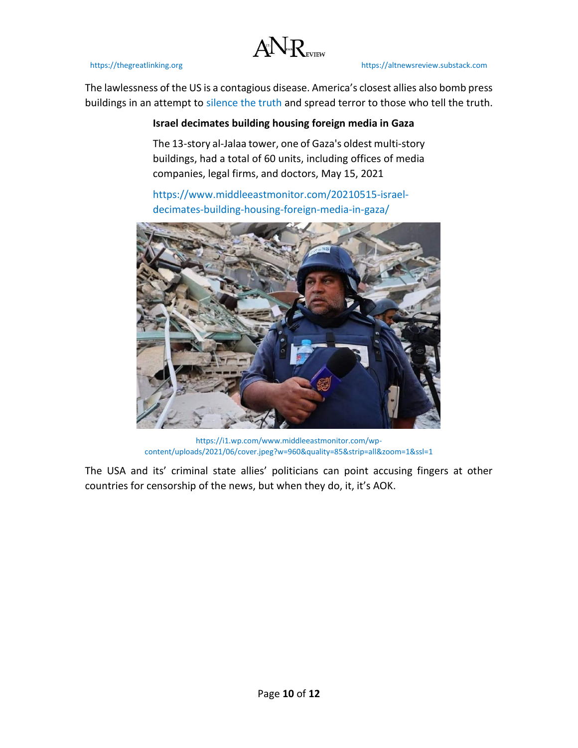The lawlessness of the US is a contagious disease. America's closest allies also bomb press buildings in an attempt to silence the truth and spread terror to those who tell the truth.

**Israel decimates building housing foreign media in Gaza**

The 13-story al-Jalaa tower, one of Gaza's oldest multi-story buildings, had a total of 60 units, including offices of media companies, legal firms, and doctors, May 15, 2021

https://www.middleeastmonitor.com/20210515-israel-decimates-building-housing-foreign-media-in-gaza/

https://i1.wp.com/www.middleeastmonitor.com/wp-content/uploads/2021/06/cover.jpeg?w=960&quality=85&strip=all&zoom=1&ssl=1

The USA and its' criminal state allies' politicians can point accusing fingers at other countries for censorship of the news, but when they do, it, it's AOK.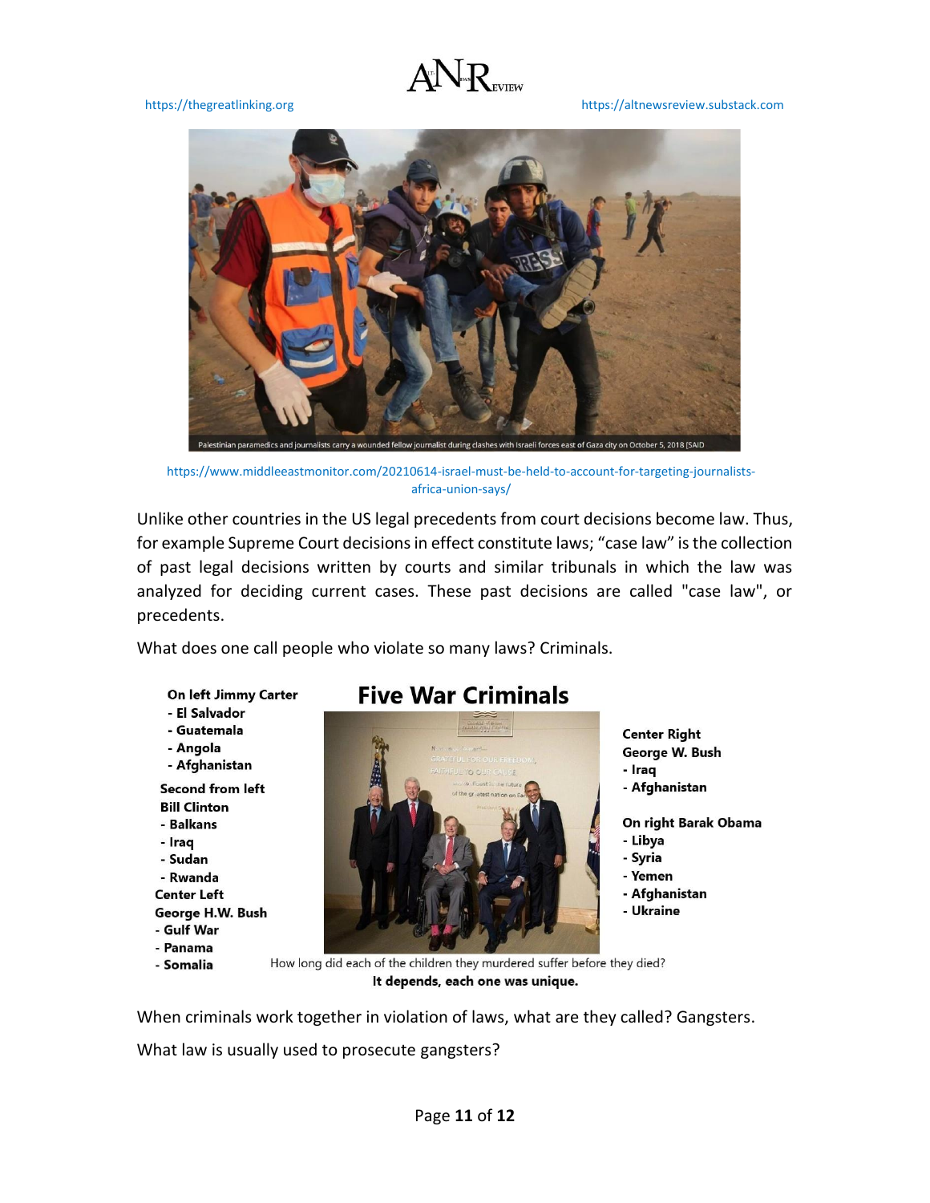Palestinian paramedics and journalists carry a wounded fellow journalist during clashes with Israeli forces east of Gaza city on October 5, 2018 [SAID

https://www.middleeastmonitor.com/20210614-israel-must-be-held-to-account-for-targeting-journalists-africa-union-says/

Unlike other countries in the US legal precedents from court decisions become law. Thus, for example Supreme Court decisions in effect constitute laws; "case law" is the collection of past legal decisions written by courts and similar tribunals in which the law was analyzed for deciding current cases. These past decisions are called "case law", or precedents.

What does one call people who violate so many laws? Criminals.

## Five War Criminals

**On left Jimmy Carter**
- **El Salvador**
- **Guatemala**
- **Angola**
- **Afghanistan**

**Second from left Bill Clinton**
- **Balkans**
- **Iraq**
- **Sudan**
- **Rwanda**

**Center Left George H.W. Bush**
- **Gulf War**
- **Panama**
- **Somalia**

**Center Right George W. Bush**
- **Iraq**
- **Afghanistan**

**On right Barak Obama**
- **Libya**
- **Syria**
- **Yemen**
- **Afghanistan**
- **Ukraine**

How long did each of the children they murdered suffer before they died?

**It depends, each one was unique.**

When criminals work together in violation of laws, what are they called? Gangsters.

What law is usually used to prosecute gangsters?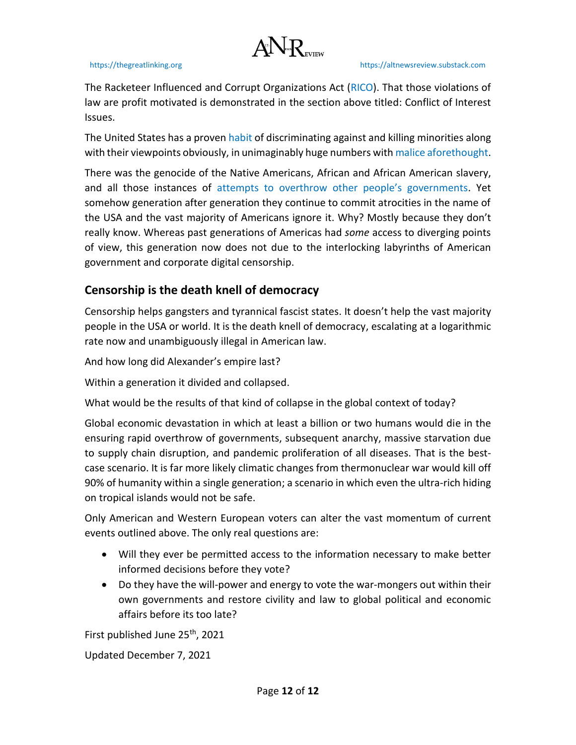The Racketeer Influenced and Corrupt Organizations Act (RICO). That those violations of law are profit motivated is demonstrated in the section above titled: Conflict of Interest Issues.

The United States has a proven habit of discriminating against and killing minorities along with their viewpoints obviously, in unimaginably huge numbers with malice aforethought.

There was the genocide of the Native Americans, African and African American slavery, and all those instances of attempts to overthrow other people's governments. Yet somehow generation after generation they continue to commit atrocities in the name of the USA and the vast majority of Americans ignore it. Why? Mostly because they don't really know. Whereas past generations of Americas had *some* access to diverging points of view, this generation now does not due to the interlocking labyrinths of American government and corporate digital censorship.

## Censorship is the death knell of democracy

Censorship helps gangsters and tyrannical fascist states. It doesn't help the vast majority people in the USA or world. It is the death knell of democracy, escalating at a logarithmic rate now and unambiguously illegal in American law.

And how long did Alexander's empire last?

Within a generation it divided and collapsed.

What would be the results of that kind of collapse in the global context of today?

Global economic devastation in which at least a billion or two humans would die in the ensuring rapid overthrow of governments, subsequent anarchy, massive starvation due to supply chain disruption, and pandemic proliferation of all diseases. That is the best-case scenario. It is far more likely climatic changes from thermonuclear war would kill off 90% of humanity within a single generation; a scenario in which even the ultra-rich hiding on tropical islands would not be safe.

Only American and Western European voters can alter the vast momentum of current events outlined above. The only real questions are:

- Will they ever be permitted access to the information necessary to make better informed decisions before they vote?
- Do they have the will-power and energy to vote the war-mongers out within their own governments and restore civility and law to global political and economic affairs before its too late?

First published June 25th, 2021

Updated December 7, 2021